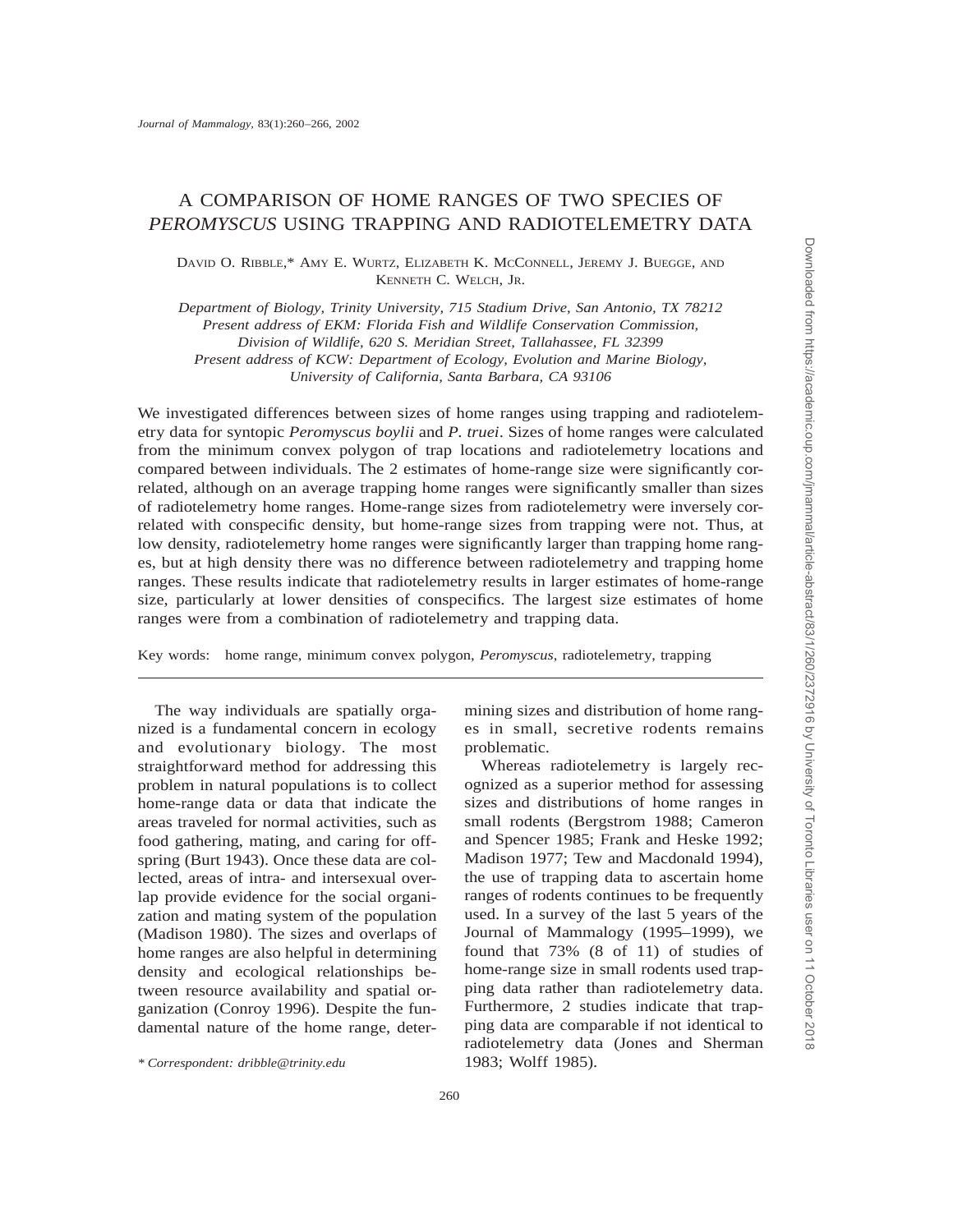# A COMPARISON OF HOME RANGES OF TWO SPECIES OF *PEROMYSCUS* USING TRAPPING AND RADIOTELEMETRY DATA

David O. Ribble,* Amy E. Wurtz, Elizabeth K. McConnell, Jeremy J. Buegge, and Kenneth C. Welch, Jr.

*Department of Biology, Trinity University, 715 Stadium Drive, San Antonio, TX 78212*
*Present address of EKM: Florida Fish and Wildlife Conservation Commission, Division of Wildlife, 620 S. Meridian Street, Tallahassee, FL 32399*
*Present address of KCW: Department of Ecology, Evolution and Marine Biology, University of California, Santa Barbara, CA 93106*

We investigated differences between sizes of home ranges using trapping and radiotelemetry data for syntopic *Peromyscus boylii* and *P. truei*. Sizes of home ranges were calculated from the minimum convex polygon of trap locations and radiotelemetry locations and compared between individuals. The 2 estimates of home-range size were significantly correlated, although on an average trapping home ranges were significantly smaller than sizes of radiotelemetry home ranges. Home-range sizes from radiotelemetry were inversely correlated with conspecific density, but home-range sizes from trapping were not. Thus, at low density, radiotelemetry home ranges were significantly larger than trapping home ranges, but at high density there was no difference between radiotelemetry and trapping home ranges. These results indicate that radiotelemetry results in larger estimates of home-range size, particularly at lower densities of conspecifics. The largest size estimates of home ranges were from a combination of radiotelemetry and trapping data.

Key words: home range, minimum convex polygon, *Peromyscus*, radiotelemetry, trapping

The way individuals are spatially organized is a fundamental concern in ecology and evolutionary biology. The most straightforward method for addressing this problem in natural populations is to collect home-range data or data that indicate the areas traveled for normal activities, such as food gathering, mating, and caring for offspring (Burt 1943). Once these data are collected, areas of intra- and intersexual overlap provide evidence for the social organization and mating system of the population (Madison 1980). The sizes and overlaps of home ranges are also helpful in determining density and ecological relationships between resource availability and spatial organization (Conroy 1996). Despite the fundamental nature of the home range, determining sizes and distribution of home ranges in small, secretive rodents remains problematic.

Whereas radiotelemetry is largely recognized as a superior method for assessing sizes and distributions of home ranges in small rodents (Bergstrom 1988; Cameron and Spencer 1985; Frank and Heske 1992; Madison 1977; Tew and Macdonald 1994), the use of trapping data to ascertain home ranges of rodents continues to be frequently used. In a survey of the last 5 years of the Journal of Mammalogy (1995–1999), we found that 73% (8 of 11) of studies of home-range size in small rodents used trapping data rather than radiotelemetry data. Furthermore, 2 studies indicate that trapping data are comparable if not identical to radiotelemetry data (Jones and Sherman 1983; Wolff 1985).

\* *Correspondent: dribble@trinity.edu*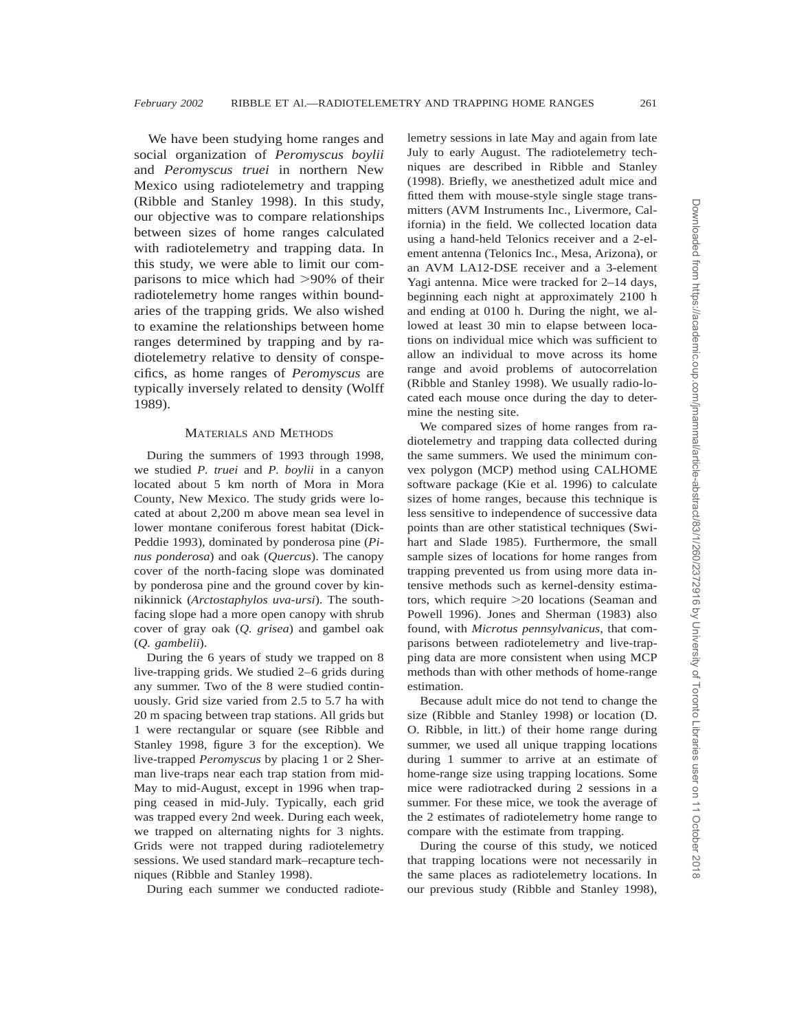We have been studying home ranges and social organization of *Peromyscus boylii* and *Peromyscus truei* in northern New Mexico using radiotelemetry and trapping (Ribble and Stanley 1998). In this study, our objective was to compare relationships between sizes of home ranges calculated with radiotelemetry and trapping data. In this study, we were able to limit our comparisons to mice which had >90% of their radiotelemetry home ranges within boundaries of the trapping grids. We also wished to examine the relationships between home ranges determined by trapping and by radiotelemetry relative to density of conspecifics, as home ranges of *Peromyscus* are typically inversely related to density (Wolff 1989).

## Materials and Methods

During the summers of 1993 through 1998, we studied *P. truei* and *P. boylii* in a canyon located about 5 km north of Mora in Mora County, New Mexico. The study grids were located at about 2,200 m above mean sea level in lower montane coniferous forest habitat (Dick-Peddie 1993), dominated by ponderosa pine (*Pinus ponderosa*) and oak (*Quercus*). The canopy cover of the north-facing slope was dominated by ponderosa pine and the ground cover by kinnikinnick (*Arctostaphylos uva-ursi*). The south-facing slope had a more open canopy with shrub cover of gray oak (*Q. grisea*) and gambel oak (*Q. gambelii*).

During the 6 years of study we trapped on 8 live-trapping grids. We studied 2–6 grids during any summer. Two of the 8 were studied continuously. Grid size varied from 2.5 to 5.7 ha with 20 m spacing between trap stations. All grids but 1 were rectangular or square (see Ribble and Stanley 1998, figure 3 for the exception). We live-trapped *Peromyscus* by placing 1 or 2 Sherman live-traps near each trap station from mid-May to mid-August, except in 1996 when trapping ceased in mid-July. Typically, each grid was trapped every 2nd week. During each week, we trapped on alternating nights for 3 nights. Grids were not trapped during radiotelemetry sessions. We used standard mark–recapture techniques (Ribble and Stanley 1998).

During each summer we conducted radiotelemetry sessions in late May and again from late July to early August. The radiotelemetry techniques are described in Ribble and Stanley (1998). Briefly, we anesthetized adult mice and fitted them with mouse-style single stage transmitters (AVM Instruments Inc., Livermore, California) in the field. We collected location data using a hand-held Telonics receiver and a 2-element antenna (Telonics Inc., Mesa, Arizona), or an AVM LA12-DSE receiver and a 3-element Yagi antenna. Mice were tracked for 2–14 days, beginning each night at approximately 2100 h and ending at 0100 h. During the night, we allowed at least 30 min to elapse between locations on individual mice which was sufficient to allow an individual to move across its home range and avoid problems of autocorrelation (Ribble and Stanley 1998). We usually radio-located each mouse once during the day to determine the nesting site.

We compared sizes of home ranges from radiotelemetry and trapping data collected during the same summers. We used the minimum convex polygon (MCP) method using CALHOME software package (Kie et al. 1996) to calculate sizes of home ranges, because this technique is less sensitive to independence of successive data points than are other statistical techniques (Swihart and Slade 1985). Furthermore, the small sample sizes of locations for home ranges from trapping prevented us from using more data intensive methods such as kernel-density estimators, which require >20 locations (Seaman and Powell 1996). Jones and Sherman (1983) also found, with *Microtus pennsylvanicus*, that comparisons between radiotelemetry and live-trapping data are more consistent when using MCP methods than with other methods of home-range estimation.

Because adult mice do not tend to change the size (Ribble and Stanley 1998) or location (D. O. Ribble, in litt.) of their home range during summer, we used all unique trapping locations during 1 summer to arrive at an estimate of home-range size using trapping locations. Some mice were radiotracked during 2 sessions in a summer. For these mice, we took the average of the 2 estimates of radiotelemetry home range to compare with the estimate from trapping.

During the course of this study, we noticed that trapping locations were not necessarily in the same places as radiotelemetry locations. In our previous study (Ribble and Stanley 1998),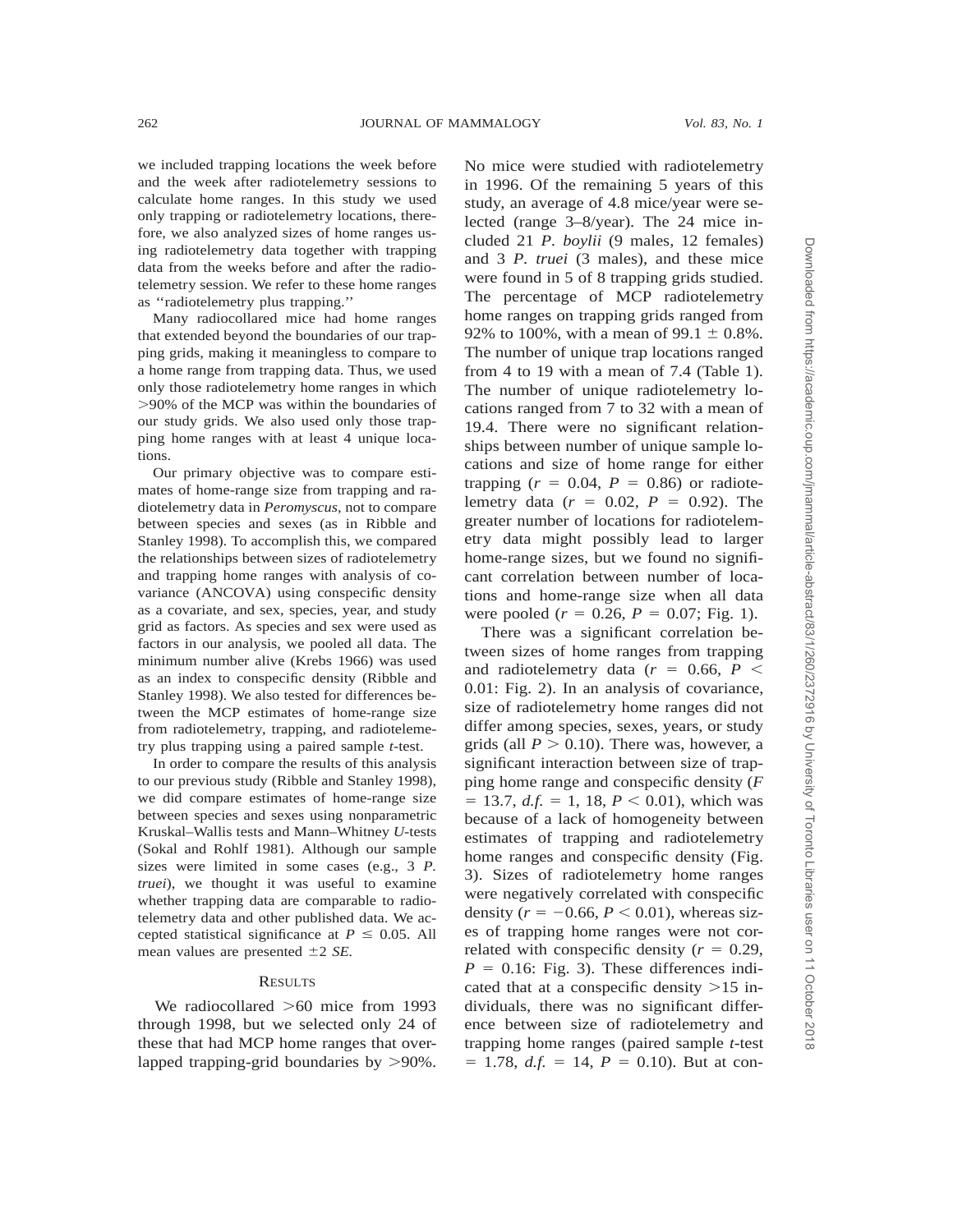we included trapping locations the week before and the week after radiotelemetry sessions to calculate home ranges. In this study we used only trapping or radiotelemetry locations, therefore, we also analyzed sizes of home ranges using radiotelemetry data together with trapping data from the weeks before and after the radiotelemetry session. We refer to these home ranges as ''radiotelemetry plus trapping.''

Many radiocollared mice had home ranges that extended beyond the boundaries of our trapping grids, making it meaningless to compare to a home range from trapping data. Thus, we used only those radiotelemetry home ranges in which >90% of the MCP was within the boundaries of our study grids. We also used only those trapping home ranges with at least 4 unique locations.

Our primary objective was to compare estimates of home-range size from trapping and radiotelemetry data in *Peromyscus*, not to compare between species and sexes (as in Ribble and Stanley 1998). To accomplish this, we compared the relationships between sizes of radiotelemetry and trapping home ranges with analysis of covariance (ANCOVA) using conspecific density as a covariate, and sex, species, year, and study grid as factors. As species and sex were used as factors in our analysis, we pooled all data. The minimum number alive (Krebs 1966) was used as an index to conspecific density (Ribble and Stanley 1998). We also tested for differences between the MCP estimates of home-range size from radiotelemetry, trapping, and radiotelemetry plus trapping using a paired sample *t*-test.

In order to compare the results of this analysis to our previous study (Ribble and Stanley 1998), we did compare estimates of home-range size between species and sexes using nonparametric Kruskal–Wallis tests and Mann–Whitney *U*-tests (Sokal and Rohlf 1981). Although our sample sizes were limited in some cases (e.g., 3 *P. truei*), we thought it was useful to examine whether trapping data are comparable to radiotelemetry data and other published data. We accepted statistical significance at $P \leq 0.05$. All mean values are presented $\pm 2$ *SE*.

## RESULTS

We radiocollared >60 mice from 1993 through 1998, but we selected only 24 of these that had MCP home ranges that overlapped trapping-grid boundaries by >90%. No mice were studied with radiotelemetry in 1996. Of the remaining 5 years of this study, an average of 4.8 mice/year were selected (range 3–8/year). The 24 mice included 21 *P. boylii* (9 males, 12 females) and 3 *P. truei* (3 males), and these mice were found in 5 of 8 trapping grids studied. The percentage of MCP radiotelemetry home ranges on trapping grids ranged from 92% to 100%, with a mean of $99.1 \pm 0.8\%$. The number of unique trap locations ranged from 4 to 19 with a mean of 7.4 (Table 1). The number of unique radiotelemetry locations ranged from 7 to 32 with a mean of 19.4. There were no significant relationships between number of unique sample locations and size of home range for either trapping ($r = 0.04$, $P = 0.86$) or radiotelemetry data ($r = 0.02$, $P = 0.92$). The greater number of locations for radiotelemetry data might possibly lead to larger home-range sizes, but we found no significant correlation between number of locations and home-range size when all data were pooled ($r = 0.26$, $P = 0.07$; Fig. 1).

There was a significant correlation between sizes of home ranges from trapping and radiotelemetry data ($r = 0.66$, $P < 0.01$: Fig. 2). In an analysis of covariance, size of radiotelemetry home ranges did not differ among species, sexes, years, or study grids (all $P > 0.10$). There was, however, a significant interaction between size of trapping home range and conspecific density ($F = 13.7$, $d.f. = 1, 18$, $P < 0.01$), which was because of a lack of homogeneity between estimates of trapping and radiotelemetry home ranges and conspecific density (Fig. 3). Sizes of radiotelemetry home ranges were negatively correlated with conspecific density ($r = -0.66$, $P < 0.01$), whereas sizes of trapping home ranges were not correlated with conspecific density ($r = 0.29$, $P = 0.16$: Fig. 3). These differences indicated that at a conspecific density >15 individuals, there was no significant difference between size of radiotelemetry and trapping home ranges (paired sample *t*-test $= 1.78$, $d.f. = 14$, $P = 0.10$). But at con-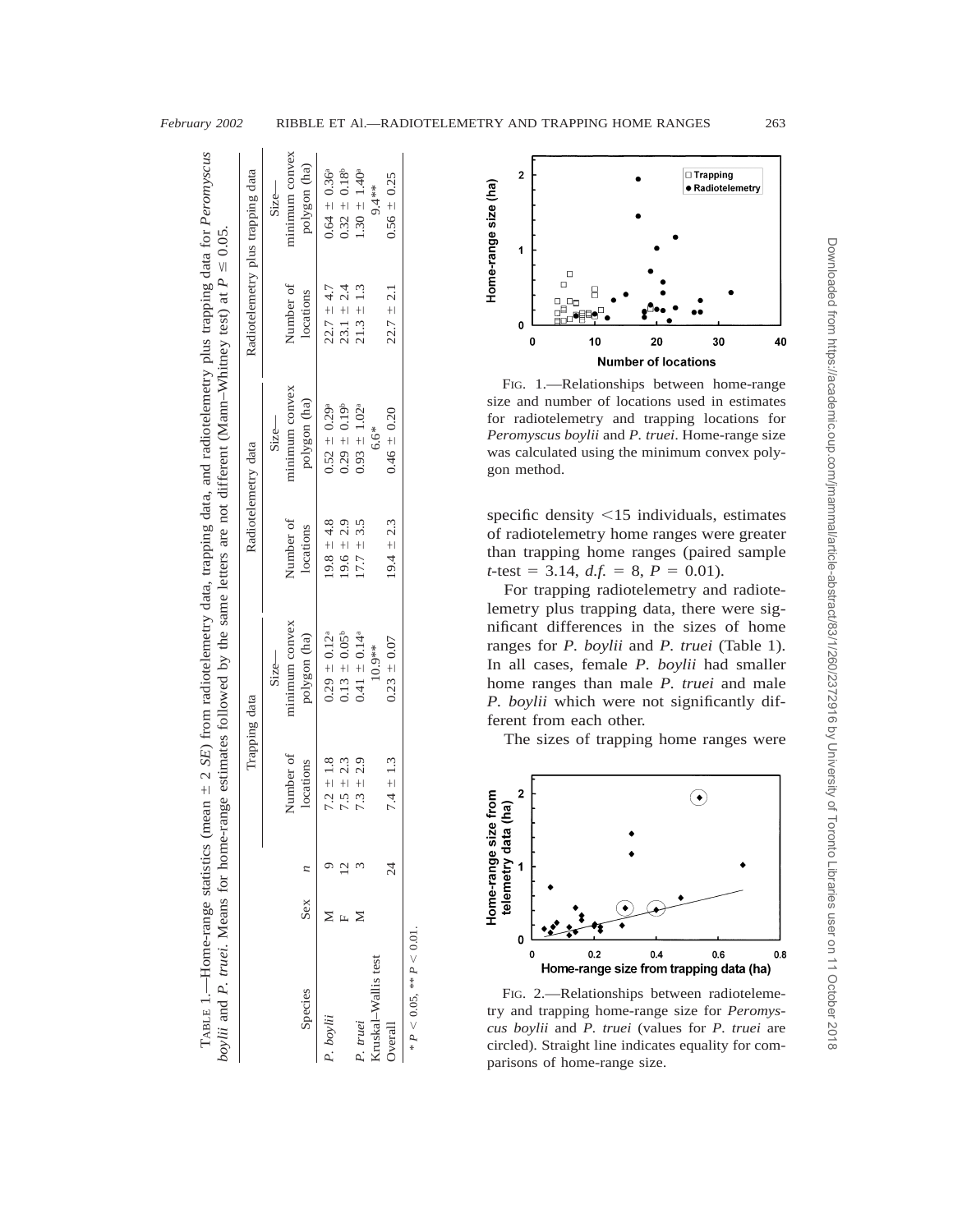TABLE 1.—Home-range statistics (mean ± 2 *SE*) from radiotelemetry data, trapping data, and radiotelemetry plus trapping data for *Peromyscus boylii* and *P. truei*. Means for home-range estimates followed by the same letters are not different (Mann–Whitney test) at $P \leq 0.05$.

| Species | Sex | *n* | Trapping data | | Radiotelemetry data | | Radiotelemetry plus trapping data | |
|---|---|---|---|---|---|---|---|---|
| | | | Number of locations | Size—minimum convex polygon (ha) | Number of locations | Size—minimum convex polygon (ha) | Number of locations | Size—minimum convex polygon (ha) |
| *P. boylii* | M | 9 | 7.2 ± 1.8 | 0.29 ± 0.12[a] | 19.8 ± 4.8 | 0.52 ± 0.29[a] | 22.7 ± 4.7 | 0.64 ± 0.36[a] |
| | F | 12 | 7.5 ± 2.3 | 0.13 ± 0.05[b] | 19.6 ± 2.9 | 0.29 ± 0.19[b] | 23.1 ± 2.4 | 0.32 ± 0.18[b] |
| *P. truei* | M | 3 | 7.3 ± 2.9 | 0.41 ± 0.14[a] | 17.7 ± 3.5 | 0.93 ± 1.02[a] | 21.3 ± 1.3 | 1.30 ± 1.40[a] |
| Kruskal–Wallis test | | | | 10.9** | | 6.6* | | 9.4** |
| Overall | | 24 | 7.4 ± 1.3 | 0.23 ± 0.07 | 19.4 ± 2.3 | 0.46 ± 0.20 | 22.7 ± 2.1 | 0.56 ± 0.25 |

* $P < 0.05$, ** $P < 0.01$.

FIG. 1.—Relationships between home-range size and number of locations used in estimates for radiotelemetry and trapping locations for *Peromyscus boylii* and *P. truei*. Home-range size was calculated using the minimum convex polygon method.

specific density <15 individuals, estimates of radiotelemetry home ranges were greater than trapping home ranges (paired sample $t$-test = 3.14, $d.f.$ = 8, $P$ = 0.01).

For trapping radiotelemetry and radiotelemetry plus trapping data, there were significant differences in the sizes of home ranges for *P. boylii* and *P. truei* (Table 1). In all cases, female *P. boylii* had smaller home ranges than male *P. truei* and male *P. boylii* which were not significantly different from each other.

The sizes of trapping home ranges were

FIG. 2.—Relationships between radiotelemetry and trapping home-range size for *Peromyscus boylii* and *P. truei* (values for *P. truei* are circled). Straight line indicates equality for comparisons of home-range size.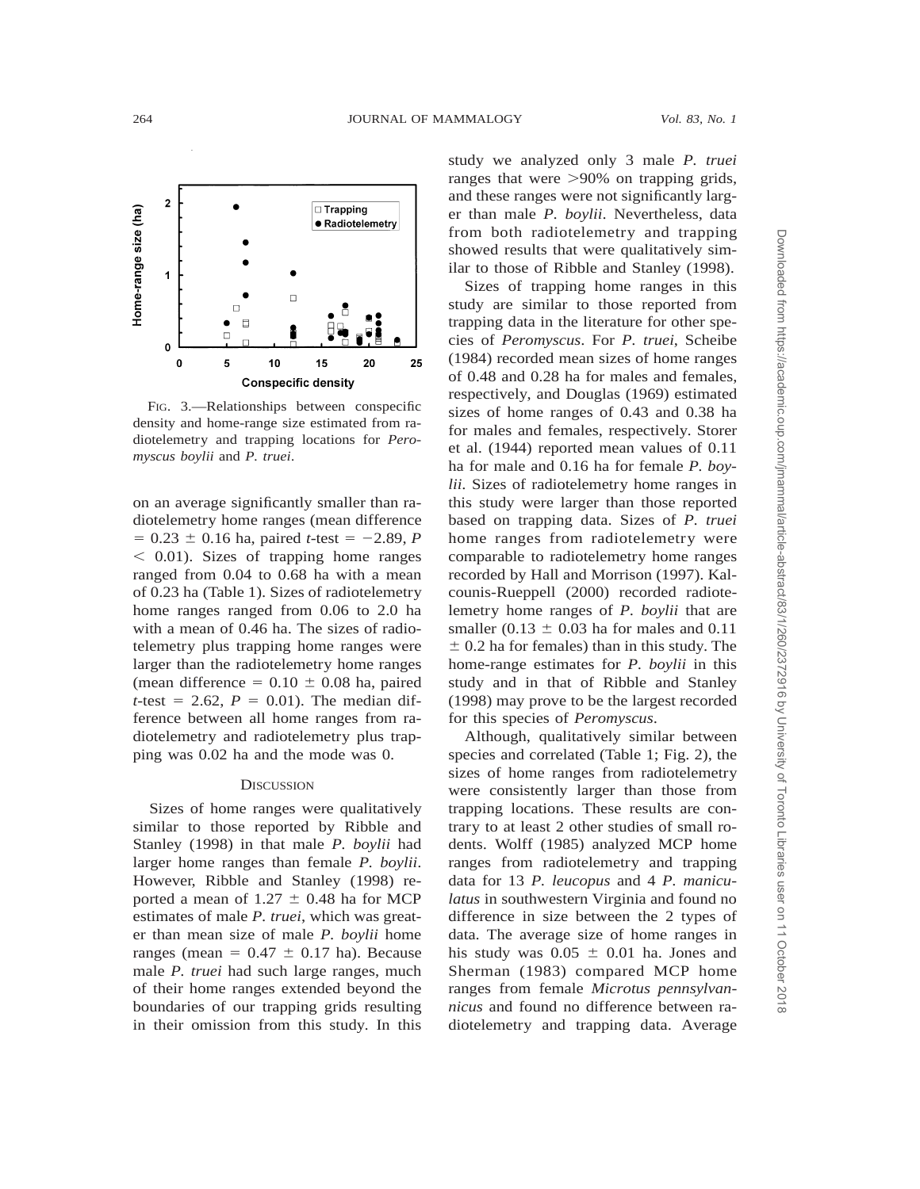FIG. 3.—Relationships between conspecific density and home-range size estimated from radiotelemetry and trapping locations for *Peromyscus boylii* and *P. truei*.

on an average significantly smaller than radiotelemetry home ranges (mean difference $= 0.23 \pm 0.16$ ha, paired *t*-test $= -2.89$, $P < 0.01$). Sizes of trapping home ranges ranged from 0.04 to 0.68 ha with a mean of 0.23 ha (Table 1). Sizes of radiotelemetry home ranges ranged from 0.06 to 2.0 ha with a mean of 0.46 ha. The sizes of radiotelemetry plus trapping home ranges were larger than the radiotelemetry home ranges (mean difference $= 0.10 \pm 0.08$ ha, paired *t*-test $= 2.62$, $P = 0.01$). The median difference between all home ranges from radiotelemetry and radiotelemetry plus trapping was 0.02 ha and the mode was 0.

## DISCUSSION

Sizes of home ranges were qualitatively similar to those reported by Ribble and Stanley (1998) in that male *P. boylii* had larger home ranges than female *P. boylii*. However, Ribble and Stanley (1998) reported a mean of $1.27 \pm 0.48$ ha for MCP estimates of male *P. truei*, which was greater than mean size of male *P. boylii* home ranges (mean $= 0.47 \pm 0.17$ ha). Because male *P. truei* had such large ranges, much of their home ranges extended beyond the boundaries of our trapping grids resulting in their omission from this study. In this study we analyzed only 3 male *P. truei* ranges that were >90% on trapping grids, and these ranges were not significantly larger than male *P. boylii*. Nevertheless, data from both radiotelemetry and trapping showed results that were qualitatively similar to those of Ribble and Stanley (1998).

Sizes of trapping home ranges in this study are similar to those reported from trapping data in the literature for other species of *Peromyscus*. For *P. truei*, Scheibe (1984) recorded mean sizes of home ranges of 0.48 and 0.28 ha for males and females, respectively, and Douglas (1969) estimated sizes of home ranges of 0.43 and 0.38 ha for males and females, respectively. Storer et al. (1944) reported mean values of 0.11 ha for male and 0.16 ha for female *P. boylii*. Sizes of radiotelemetry home ranges in this study were larger than those reported based on trapping data. Sizes of *P. truei* home ranges from radiotelemetry were comparable to radiotelemetry home ranges recorded by Hall and Morrison (1997). Kalcounis-Rueppell (2000) recorded radiotelemetry home ranges of *P. boylii* that are smaller ($0.13 \pm 0.03$ ha for males and $0.11 \pm 0.2$ ha for females) than in this study. The home-range estimates for *P. boylii* in this study and in that of Ribble and Stanley (1998) may prove to be the largest recorded for this species of *Peromyscus*.

Although, qualitatively similar between species and correlated (Table 1; Fig. 2), the sizes of home ranges from radiotelemetry were consistently larger than those from trapping locations. These results are contrary to at least 2 other studies of small rodents. Wolff (1985) analyzed MCP home ranges from radiotelemetry and trapping data for 13 *P. leucopus* and 4 *P. maniculatus* in southwestern Virginia and found no difference in size between the 2 types of data. The average size of home ranges in his study was $0.05 \pm 0.01$ ha. Jones and Sherman (1983) compared MCP home ranges from female *Microtus pennsylvannicus* and found no difference between radiotelemetry and trapping data. Average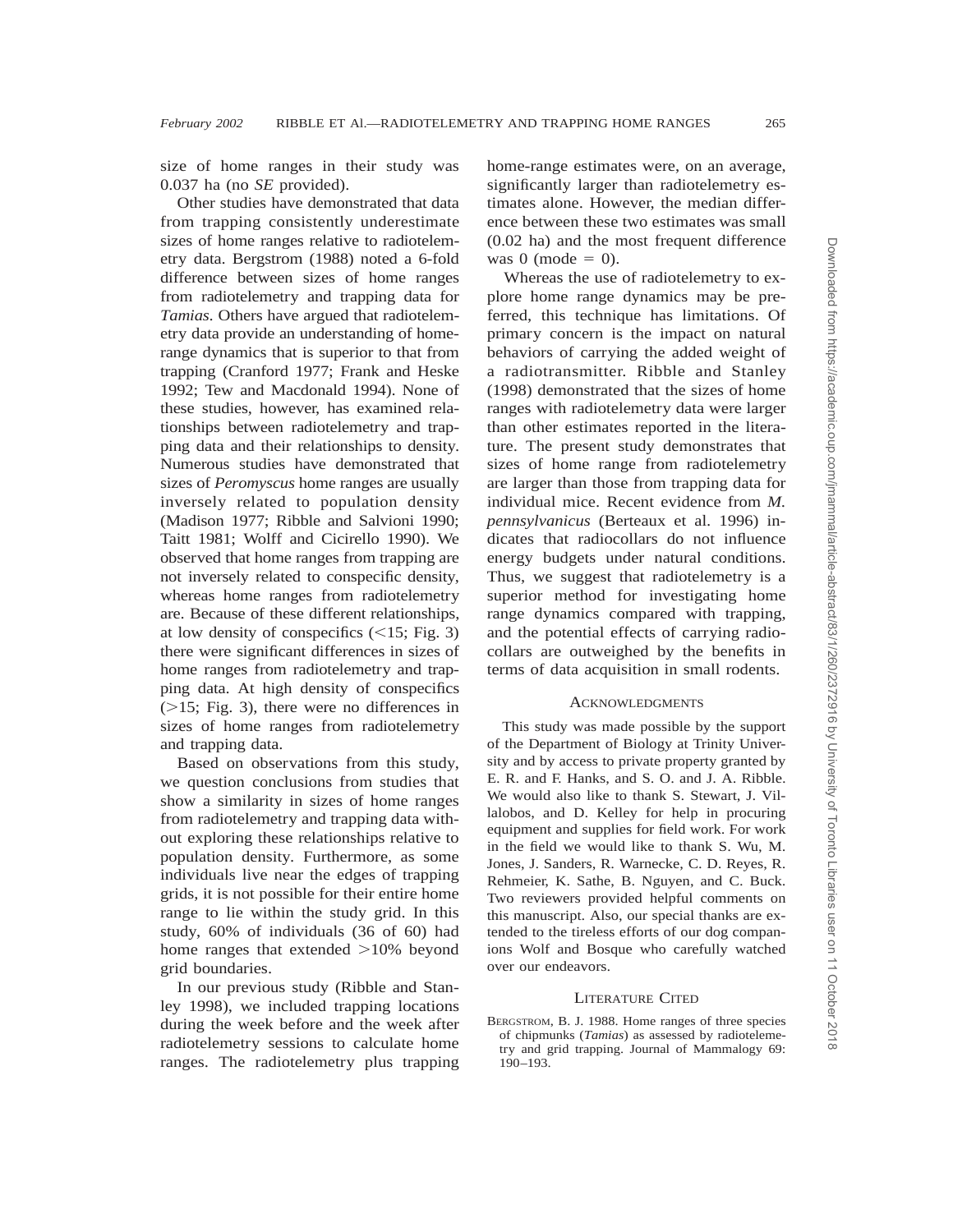size of home ranges in their study was 0.037 ha (no *SE* provided).

Other studies have demonstrated that data from trapping consistently underestimate sizes of home ranges relative to radiotelemetry data. Bergstrom (1988) noted a 6-fold difference between sizes of home ranges from radiotelemetry and trapping data for *Tamias*. Others have argued that radiotelemetry data provide an understanding of home-range dynamics that is superior to that from trapping (Cranford 1977; Frank and Heske 1992; Tew and Macdonald 1994). None of these studies, however, has examined relationships between radiotelemetry and trapping data and their relationships to density. Numerous studies have demonstrated that sizes of *Peromyscus* home ranges are usually inversely related to population density (Madison 1977; Ribble and Salvioni 1990; Taitt 1981; Wolff and Cicirello 1990). We observed that home ranges from trapping are not inversely related to conspecific density, whereas home ranges from radiotelemetry are. Because of these different relationships, at low density of conspecifics (<15; Fig. 3) there were significant differences in sizes of home ranges from radiotelemetry and trapping data. At high density of conspecifics (>15; Fig. 3), there were no differences in sizes of home ranges from radiotelemetry and trapping data.

Based on observations from this study, we question conclusions from studies that show a similarity in sizes of home ranges from radiotelemetry and trapping data without exploring these relationships relative to population density. Furthermore, as some individuals live near the edges of trapping grids, it is not possible for their entire home range to lie within the study grid. In this study, 60% of individuals (36 of 60) had home ranges that extended >10% beyond grid boundaries.

In our previous study (Ribble and Stanley 1998), we included trapping locations during the week before and the week after radiotelemetry sessions to calculate home ranges. The radiotelemetry plus trapping home-range estimates were, on an average, significantly larger than radiotelemetry estimates alone. However, the median difference between these two estimates was small (0.02 ha) and the most frequent difference was 0 (mode = 0).

Whereas the use of radiotelemetry to explore home range dynamics may be preferred, this technique has limitations. Of primary concern is the impact on natural behaviors of carrying the added weight of a radiotransmitter. Ribble and Stanley (1998) demonstrated that the sizes of home ranges with radiotelemetry data were larger than other estimates reported in the literature. The present study demonstrates that sizes of home range from radiotelemetry are larger than those from trapping data for individual mice. Recent evidence from *M. pennsylvanicus* (Berteaux et al. 1996) indicates that radiocollars do not influence energy budgets under natural conditions. Thus, we suggest that radiotelemetry is a superior method for investigating home range dynamics compared with trapping, and the potential effects of carrying radiocollars are outweighed by the benefits in terms of data acquisition in small rodents.

## Acknowledgments

This study was made possible by the support of the Department of Biology at Trinity University and by access to private property granted by E. R. and F. Hanks, and S. O. and J. A. Ribble. We would also like to thank S. Stewart, J. Villalobos, and D. Kelley for help in procuring equipment and supplies for field work. For work in the field we would like to thank S. Wu, M. Jones, J. Sanders, R. Warnecke, C. D. Reyes, R. Rehmeier, K. Sathe, B. Nguyen, and C. Buck. Two reviewers provided helpful comments on this manuscript. Also, our special thanks are extended to the tireless efforts of our dog companions Wolf and Bosque who carefully watched over our endeavors.

## Literature Cited

Bergstrom, B. J. 1988. Home ranges of three species of chipmunks (*Tamias*) as assessed by radiotelemetry and grid trapping. Journal of Mammalogy 69: 190–193.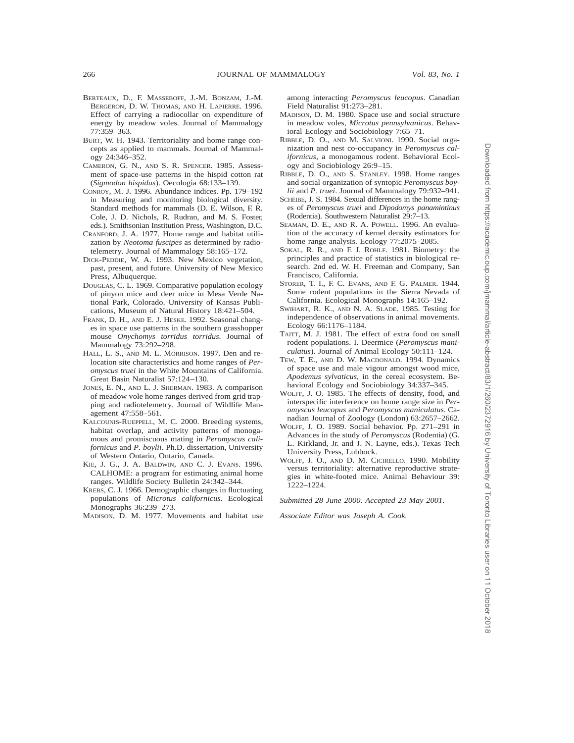Berteaux, D., F. Masseboff, J.-M. Bonzam, J.-M. Bergeron, D. W. Thomas, and H. Lapierre. 1996. Effect of carrying a radiocollar on expenditure of energy by meadow voles. Journal of Mammalogy 77:359–363.

Burt, W. H. 1943. Territoriality and home range concepts as applied to mammals. Journal of Mammalogy 24:346–352.

Cameron, G. N., and S. R. Spencer. 1985. Assessment of space-use patterns in the hispid cotton rat (*Sigmodon hispidus*). Oecologia 68:133–139.

Conroy, M. J. 1996. Abundance indices. Pp. 179–192 in Measuring and monitoring biological diversity. Standard methods for mammals (D. E. Wilson, F. R. Cole, J. D. Nichols, R. Rudran, and M. S. Foster, eds.). Smithsonian Institution Press, Washington, D.C.

Cranford, J. A. 1977. Home range and habitat utilization by *Neotoma fuscipes* as determined by radiotelemetry. Journal of Mammalogy 58:165–172.

Dick-Peddie, W. A. 1993. New Mexico vegetation, past, present, and future. University of New Mexico Press, Albuquerque.

Douglas, C. L. 1969. Comparative population ecology of pinyon mice and deer mice in Mesa Verde National Park, Colorado. University of Kansas Publications, Museum of Natural History 18:421–504.

Frank, D. H., and E. J. Heske. 1992. Seasonal changes in space use patterns in the southern grasshopper mouse *Onychomys torridus torridus*. Journal of Mammalogy 73:292–298.

Hall, L. S., and M. L. Morrison. 1997. Den and relocation site characteristics and home ranges of *Peromyscus truei* in the White Mountains of California. Great Basin Naturalist 57:124–130.

Jones, E. N., and L. J. Sherman. 1983. A comparison of meadow vole home ranges derived from grid trapping and radiotelemetry. Journal of Wildlife Management 47:558–561.

Kalcounis-Rueppell, M. C. 2000. Breeding systems, habitat overlap, and activity patterns of monogamous and promiscuous mating in *Peromyscus californicus* and *P. boylii*. Ph.D. dissertation, University of Western Ontario, Ontario, Canada.

Kie, J. G., J. A. Baldwin, and C. J. Evans. 1996. CALHOME: a program for estimating animal home ranges. Wildlife Society Bulletin 24:342–344.

Krebs, C. J. 1966. Demographic changes in fluctuating populations of *Microtus californicus*. Ecological Monographs 36:239–273.

Madison, D. M. 1977. Movements and habitat use among interacting *Peromyscus leucopus*. Canadian Field Naturalist 91:273–281.

Madison, D. M. 1980. Space use and social structure in meadow voles, *Microtus pennsylvanicus*. Behavioral Ecology and Sociobiology 7:65–71.

Ribble, D. O., and M. Salvioni. 1990. Social organization and nest co-occupancy in *Peromyscus californicus*, a monogamous rodent. Behavioral Ecology and Sociobiology 26:9–15.

Ribble, D. O., and S. Stanley. 1998. Home ranges and social organization of syntopic *Peromyscus boylii* and *P. truei*. Journal of Mammalogy 79:932–941.

Scheibe, J. S. 1984. Sexual differences in the home ranges of *Peromyscus truei* and *Dipodomys panamintinus* (Rodentia). Southwestern Naturalist 29:7–13.

Seaman, D. E., and R. A. Powell. 1996. An evaluation of the accuracy of kernel density estimators for home range analysis. Ecology 77:2075–2085.

Sokal, R. R., and F. J. Rohlf. 1981. Biometry: the principles and practice of statistics in biological research. 2nd ed. W. H. Freeman and Company, San Francisco, California.

Storer, T. I., F. C. Evans, and F. G. Palmer. 1944. Some rodent populations in the Sierra Nevada of California. Ecological Monographs 14:165–192.

Swihart, R. K., and N. A. Slade. 1985. Testing for independence of observations in animal movements. Ecology 66:1176–1184.

Taitt, M. J. 1981. The effect of extra food on small rodent populations. I. Deermice (*Peromyscus maniculatus*). Journal of Animal Ecology 50:111–124.

Tew, T. E., and D. W. Macdonald. 1994. Dynamics of space use and male vigour amongst wood mice, *Apodemus sylvaticus*, in the cereal ecosystem. Behavioral Ecology and Sociobiology 34:337–345.

Wolff, J. O. 1985. The effects of density, food, and interspecific interference on home range size in *Peromyscus leucopus* and *Peromyscus maniculatus*. Canadian Journal of Zoology (London) 63:2657–2662.

Wolff, J. O. 1989. Social behavior. Pp. 271–291 in Advances in the study of *Peromyscus* (Rodentia) (G. L. Kirkland, Jr. and J. N. Layne, eds.). Texas Tech University Press, Lubbock.

Wolff, J. O., and D. M. Cicirello. 1990. Mobility versus territoriality: alternative reproductive strategies in white-footed mice. Animal Behaviour 39: 1222–1224.

*Submitted 28 June 2000. Accepted 23 May 2001.*

*Associate Editor was Joseph A. Cook.*